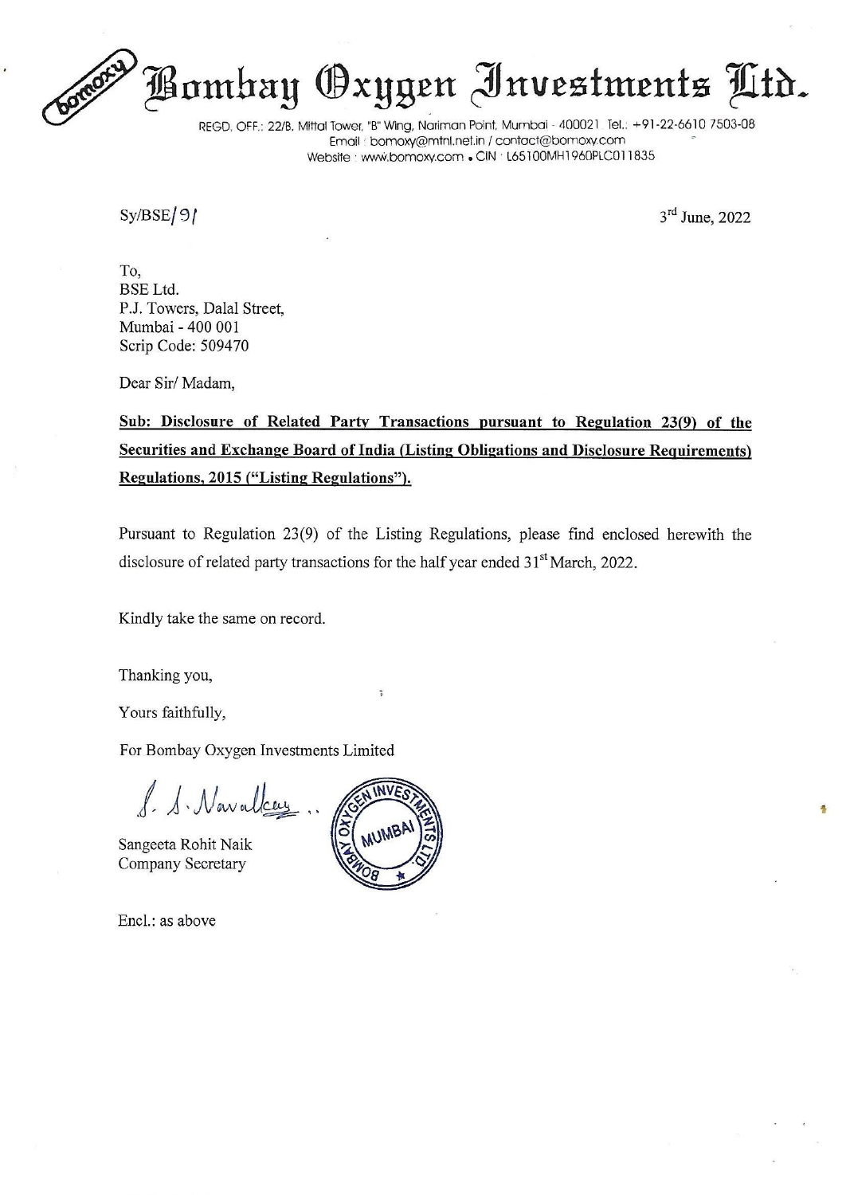# Bombay Oxygen Investments Ltd.

REGD. OFF.: 22/B, Mittal Tower, "B" Wing, Nariman Point, Mumbai - 400021 Tel.: +91-22-6610 7503-08
Email : bomoxy@mtnl.net.in / contact@bomoxy.com
Website : www.bomoxy.com • CIN : L65100MH1960PLC011835

Sy/BSE/91

3rd June, 2022

To,
BSE Ltd.
P.J. Towers, Dalal Street,
Mumbai - 400 001
Scrip Code: 509470

Dear Sir/ Madam,

**Sub: Disclosure of Related Party Transactions pursuant to Regulation 23(9) of the Securities and Exchange Board of India (Listing Obligations and Disclosure Requirements) Regulations, 2015 ("Listing Regulations").**

Pursuant to Regulation 23(9) of the Listing Regulations, please find enclosed herewith the disclosure of related party transactions for the half year ended 31st March, 2022.

Kindly take the same on record.

Thanking you,

Yours faithfully,

For Bombay Oxygen Investments Limited

S. S. Nawalkar

Sangeeta Rohit Naik
Company Secretary

BOMBAY OXYGEN INVESTMENTS LTD. MUMBAI

Encl.: as above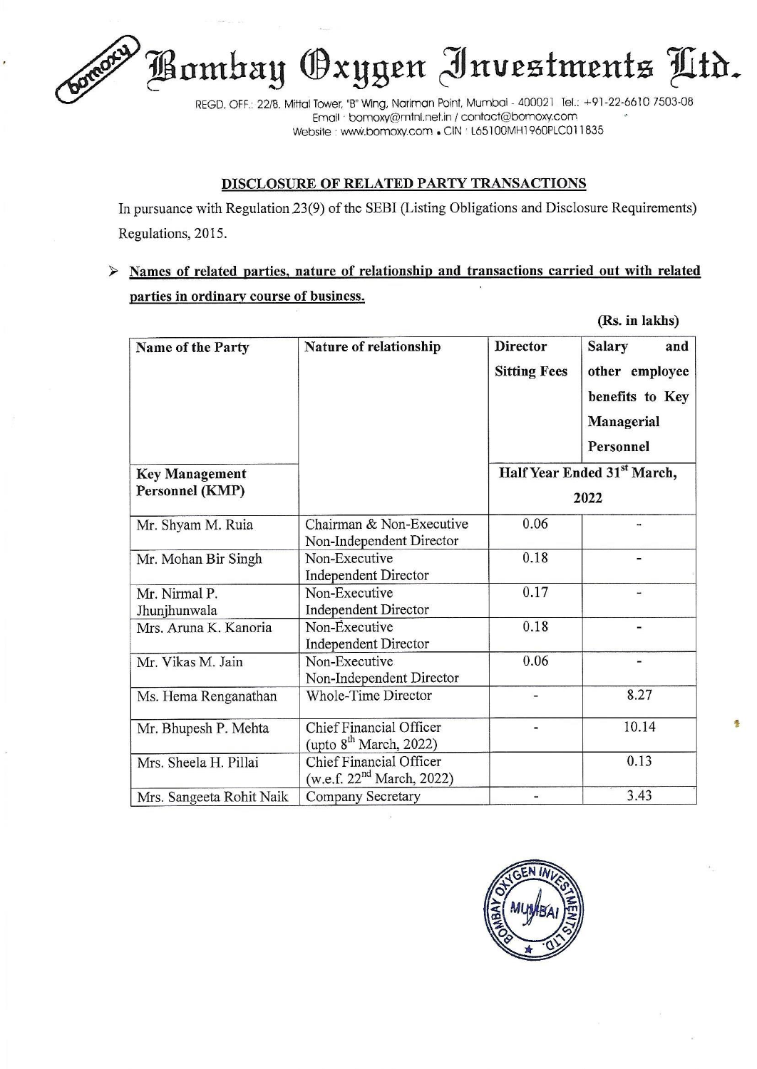# Bombay Oxygen Investments Ltd.

REGD. OFF.: 22/B, Mittal Tower, "B" Wing, Nariman Point, Mumbai - 400021 Tel.: +91-22-6610 7503-08
Email : bomoxy@mtnl.net.in / contact@bomoxy.com
Website : www.bomoxy.com • CIN : L65100MH1960PLC011835

## DISCLOSURE OF RELATED PARTY TRANSACTIONS

In pursuance with Regulation 23(9) of the SEBI (Listing Obligations and Disclosure Requirements) Regulations, 2015.

> **Names of related parties, nature of relationship and transactions carried out with related parties in ordinary course of business.**

**(Rs. in lakhs)**

| Name of the Party | Nature of relationship | Director Sitting Fees | Salary and other employee benefits to Key Managerial Personnel |
|---|---|---|---|
| **Key Management Personnel (KMP)** | | **Half Year Ended 31st March, 2022** | |
| Mr. Shyam M. Ruia | Chairman & Non-Executive Non-Independent Director | 0.06 | - |
| Mr. Mohan Bir Singh | Non-Executive Independent Director | 0.18 | - |
| Mr. Nirmal P. Jhunjhunwala | Non-Executive Independent Director | 0.17 | - |
| Mrs. Aruna K. Kanoria | Non-Executive Independent Director | 0.18 | - |
| Mr. Vikas M. Jain | Non-Executive Non-Independent Director | 0.06 | - |
| Ms. Hema Renganathan | Whole-Time Director | - | 8.27 |
| Mr. Bhupesh P. Mehta | Chief Financial Officer (upto 8th March, 2022) | - | 10.14 |
| Mrs. Sheela H. Pillai | Chief Financial Officer (w.e.f. 22nd March, 2022) | | 0.13 |
| Mrs. Sangeeta Rohit Naik | Company Secretary | - | 3.43 |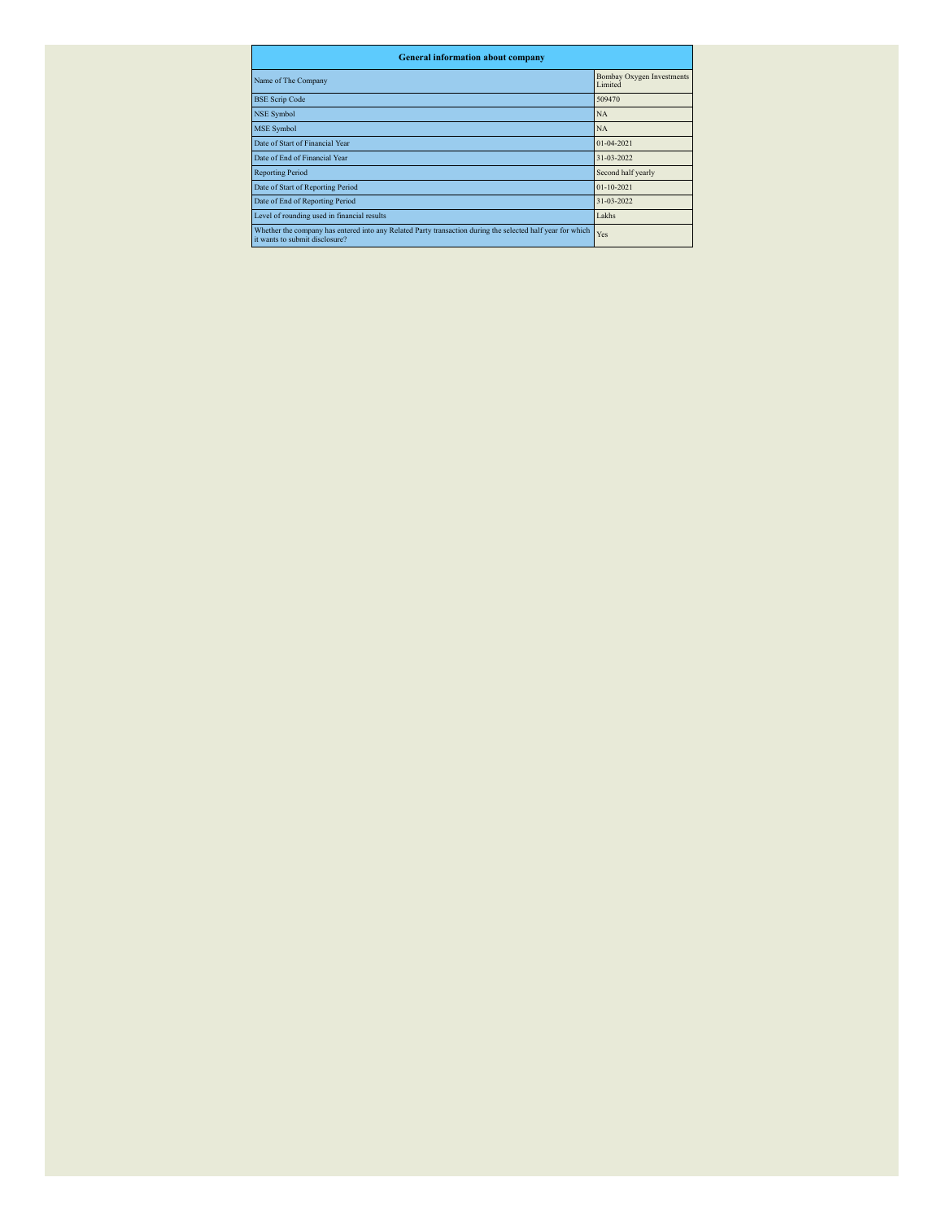| General information about company | |
|---|---|
| Name of The Company | Bombay Oxygen Investments Limited |
| BSE Scrip Code | 509470 |
| NSE Symbol | NA |
| MSE Symbol | NA |
| Date of Start of Financial Year | 01-04-2021 |
| Date of End of Financial Year | 31-03-2022 |
| Reporting Period | Second half yearly |
| Date of Start of Reporting Period | 01-10-2021 |
| Date of End of Reporting Period | 31-03-2022 |
| Level of rounding used in financial results | Lakhs |
| Whether the company has entered into any Related Party transaction during the selected half year for which it wants to submit disclosure? | Yes |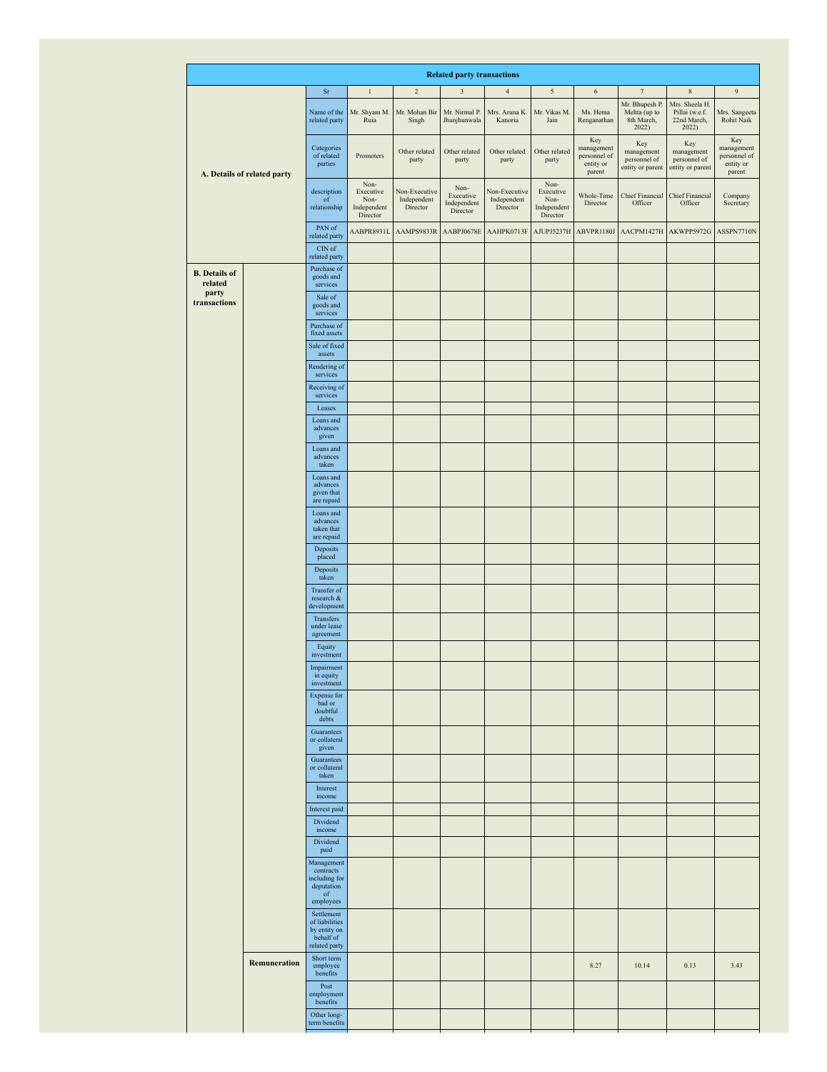| Related party transactions | | | | | | | | | | | |
|---|---|---|---|---|---|---|---|---|---|---|---|
| A. Details of related party | | Sr | 1 | 2 | 3 | 4 | 5 | 6 | 7 | 8 | 9 |
| | | Name of the related party | Mr. Shyam M. Ruia | Mr. Mohan Bir Singh | Mr. Nirmal P. Jhunjhunwala | Mrs. Aruna K. Kanoria | Mr. Vikas M. Jain | Ms. Hema Renganathan | Mr. Bhupesh P. Mehta (up to 8th March, 2022) | Mrs. Sheela H. Pillai (w.e.f. 22nd March, 2022) | Mrs. Sangeeta Rohit Naik |
| | | Categories of related parties | Promoters | Other related party | Other related party | Other related party | Other related party | Key management personnel of entity or parent | Key management personnel of entity or parent | Key management personnel of entity or parent | Key management personnel of entity or parent |
| | | description of relationship | Non-Executive Non-Independent Director | Non-Executive Independent Director | Non-Executive Independent Director | Non-Executive Independent Director | Non-Executive Non-Independent Director | Whole-Time Director | Chief Financial Officer | Chief Financial Officer | Company Secretary |
| | | PAN of related party | AABPR8931L | AAMPS9833R | AABPJ0678E | AAHPK0713F | AJUPJ5237H | ABVPR1180J | AACPM1427H | AKWPP5972G | ASSPN7710N |
| | | CIN of related party | | | | | | | | | |
| B. Details of related party transactions | | Purchase of goods and services | | | | | | | | | |
| | | Sale of goods and services | | | | | | | | | |
| | | Purchase of fixed assets | | | | | | | | | |
| | | Sale of fixed assets | | | | | | | | | |
| | | Rendering of services | | | | | | | | | |
| | | Receiving of services | | | | | | | | | |
| | | Leases | | | | | | | | | |
| | | Loans and advances given | | | | | | | | | |
| | | Loans and advances taken | | | | | | | | | |
| | | Loans and advances given that are repaid | | | | | | | | | |
| | | Loans and advances taken that are repaid | | | | | | | | | |
| | | Deposits placed | | | | | | | | | |
| | | Deposits taken | | | | | | | | | |
| | | Transfer of research & development | | | | | | | | | |
| | | Transfers under lease agreement | | | | | | | | | |
| | | Equity investment | | | | | | | | | |
| | | Impairment in equity investment | | | | | | | | | |
| | | Expense for bad or doubtful debts | | | | | | | | | |
| | | Guarantees or collateral given | | | | | | | | | |
| | | Guarantees or collateral taken | | | | | | | | | |
| | | Interest income | | | | | | | | | |
| | | Interest paid | | | | | | | | | |
| | | Dividend income | | | | | | | | | |
| | | Dividend paid | | | | | | | | | |
| | | Management contracts including for deputation of employees | | | | | | | | | |
| | | Settlement of liabilities by entity on behalf of related party | | | | | | | | | |
| | Remuneration | Short term employee benefits | | | | | | 8.27 | 10.14 | 0.13 | 3.43 |
| | | Post employment benefits | | | | | | | | | |
| | | Other long-term benefits | | | | | | | | | |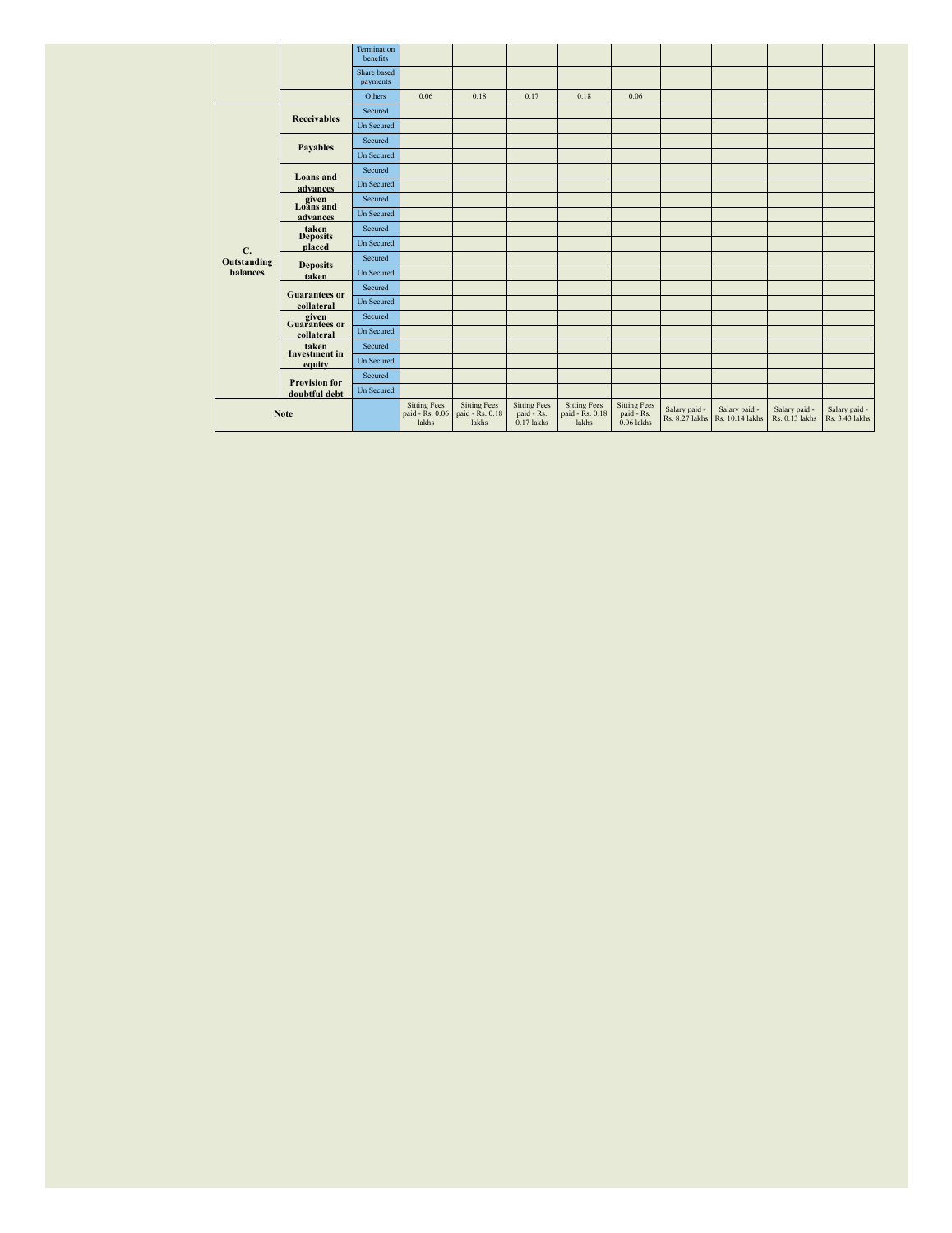| | | | | | | | | | | | |
|---|---|---|---|---|---|---|---|---|---|---|---|
| | | Termination benefits | | | | | | | | | |
| | | Share based payments | | | | | | | | | |
| | | Others | 0.06 | 0.18 | 0.17 | 0.18 | 0.06 | | | | |
| C. Outstanding balances | Receivables | Secured | | | | | | | | | |
| | | Un Secured | | | | | | | | | |
| | Payables | Secured | | | | | | | | | |
| | | Un Secured | | | | | | | | | |
| | Loans and advances given | Secured | | | | | | | | | |
| | | Un Secured | | | | | | | | | |
| | Loans and advances taken | Secured | | | | | | | | | |
| | | Un Secured | | | | | | | | | |
| | Deposits placed | Secured | | | | | | | | | |
| | | Un Secured | | | | | | | | | |
| | Deposits taken | Secured | | | | | | | | | |
| | | Un Secured | | | | | | | | | |
| | Guarantees or collateral given | Secured | | | | | | | | | |
| | | Un Secured | | | | | | | | | |
| | Guarantees or collateral taken | Secured | | | | | | | | | |
| | | Un Secured | | | | | | | | | |
| | Investment in equity | Secured | | | | | | | | | |
| | | Un Secured | | | | | | | | | |
| | Provision for doubtful debt | Secured | | | | | | | | | |
| | | Un Secured | | | | | | | | | |
| Note | | | Sitting Fees paid - Rs. 0.06 lakhs | Sitting Fees paid - Rs. 0.18 lakhs | Sitting Fees paid - Rs. 0.17 lakhs | Sitting Fees paid - Rs. 0.18 lakhs | Sitting Fees paid - Rs. 0.06 lakhs | Salary paid - Rs. 8.27 lakhs | Salary paid - Rs. 10.14 lakhs | Salary paid - Rs. 0.13 lakhs | Salary paid - Rs. 3.43 lakhs |